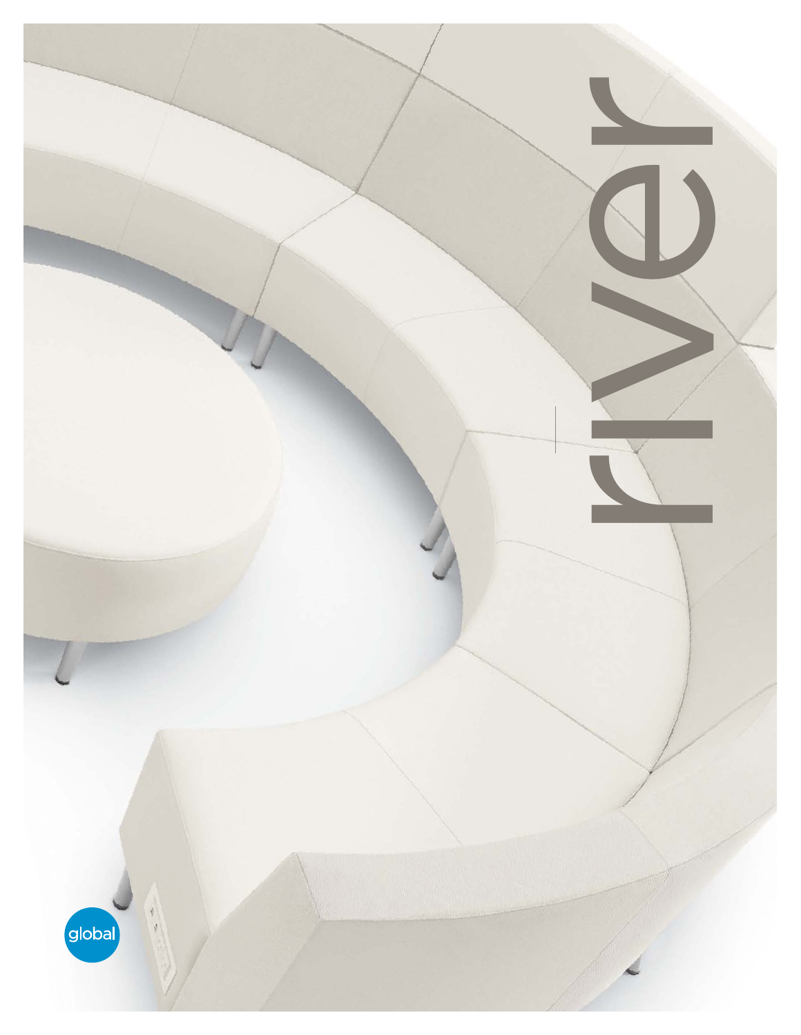# river

global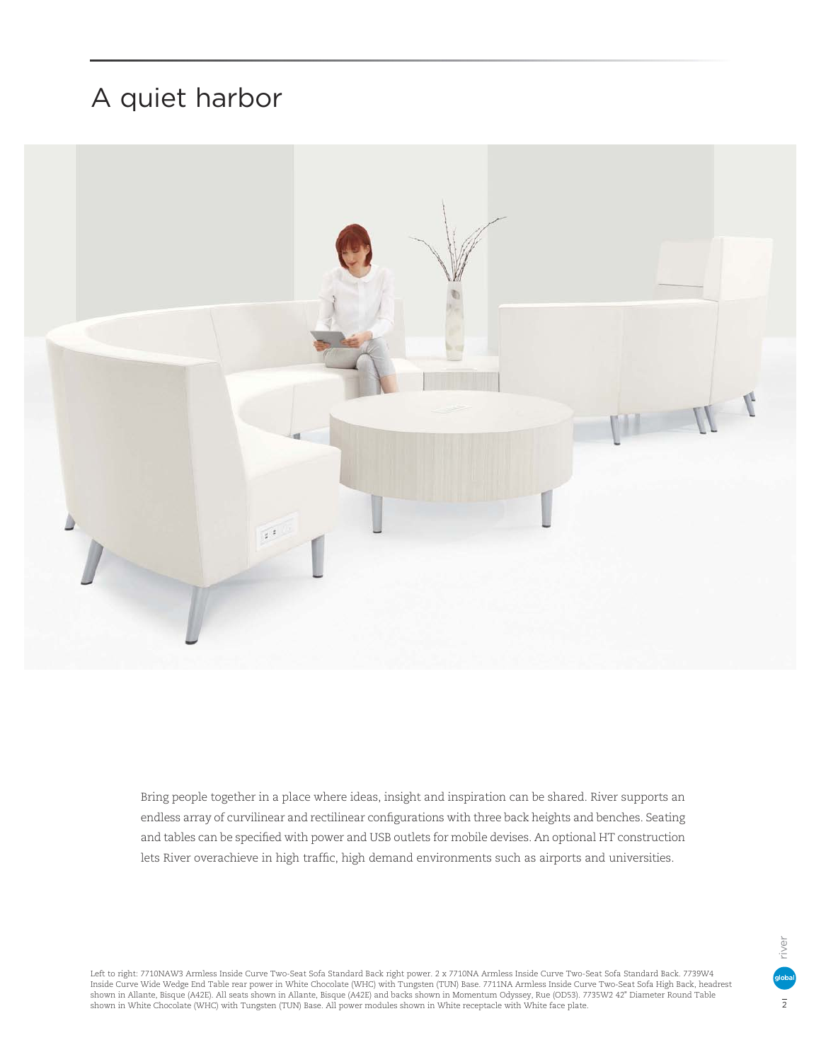# A quiet harbor

Bring people together in a place where ideas, insight and inspiration can be shared. River supports an endless array of curvilinear and rectilinear configurations with three back heights and benches. Seating and tables can be specified with power and USB outlets for mobile devises. An optional HT construction lets River overachieve in high traffic, high demand environments such as airports and universities.

Left to right: 7710NAW3 Armless Inside Curve Two-Seat Sofa Standard Back right power. 2 x 7710NA Armless Inside Curve Two-Seat Sofa Standard Back. 7739W4 Inside Curve Wide Wedge End Table rear power in White Chocolate (WHC) with Tungsten (TUN) Base. 7711NA Armless Inside Curve Two-Seat Sofa High Back, headrest shown in Allante, Bisque (A42E). All seats shown in Allante, Bisque (A42E) and backs shown in Momentum Odyssey, Rue (OD53). 7735W2 42" Diameter Round Table shown in White Chocolate (WHC) with Tungsten (TUN) Base. All power modules shown in White receptacle with White face plate.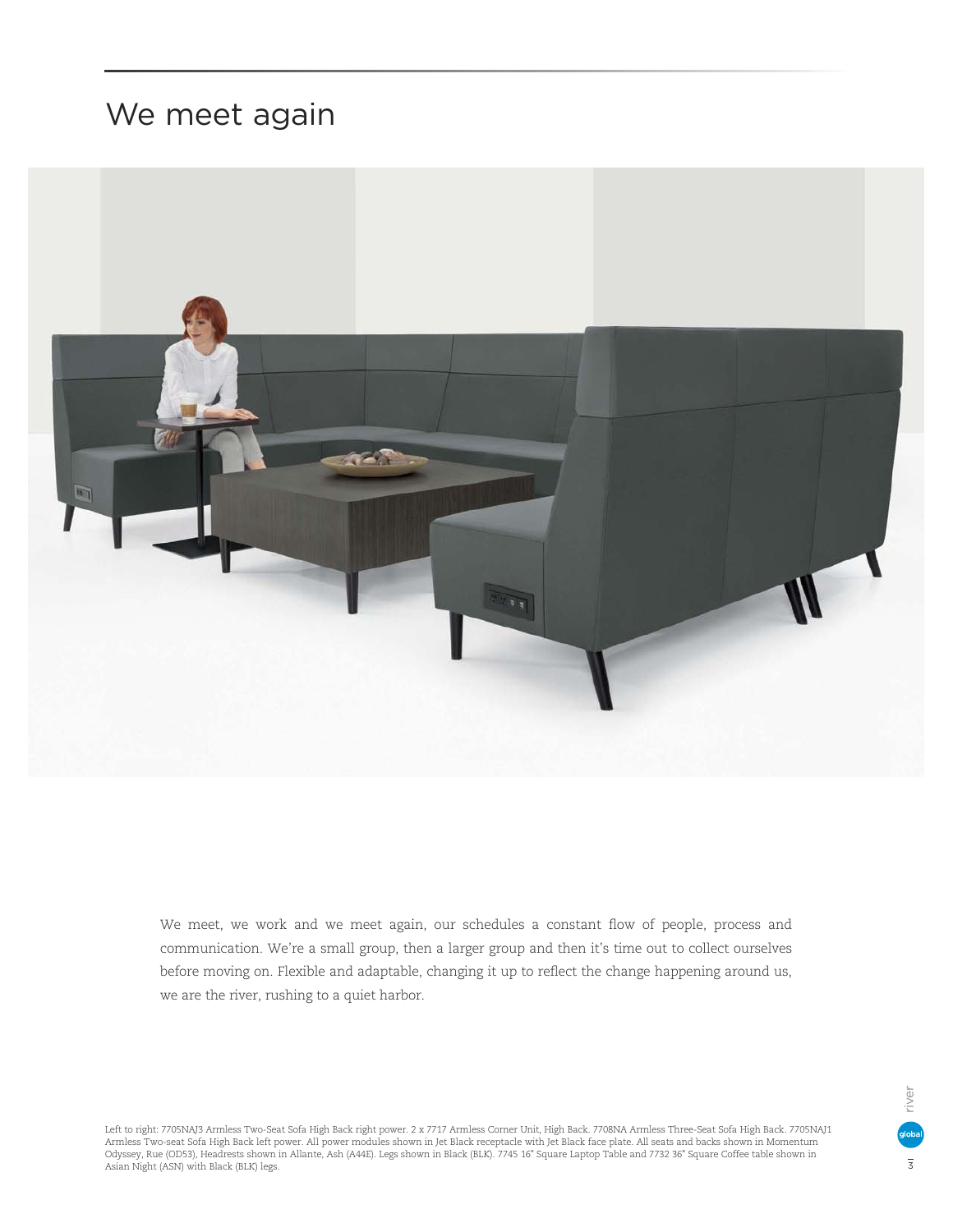# We meet again

We meet, we work and we meet again, our schedules a constant flow of people, process and communication. We're a small group, then a larger group and then it's time out to collect ourselves before moving on. Flexible and adaptable, changing it up to reflect the change happening around us, we are the river, rushing to a quiet harbor.

Left to right: 7705NAJ3 Armless Two-Seat Sofa High Back right power. 2 x 7717 Armless Corner Unit, High Back. 7708NA Armless Three-Seat Sofa High Back. 7705NAJ1 Armless Two-seat Sofa High Back left power. All power modules shown in Jet Black receptacle with Jet Black face plate. All seats and backs shown in Momentum Odyssey, Rue (OD53), Headrests shown in Allante, Ash (A44E). Legs shown in Black (BLK). 7745 16" Square Laptop Table and 7732 36" Square Coffee table shown in Asian Night (ASN) with Black (BLK) legs.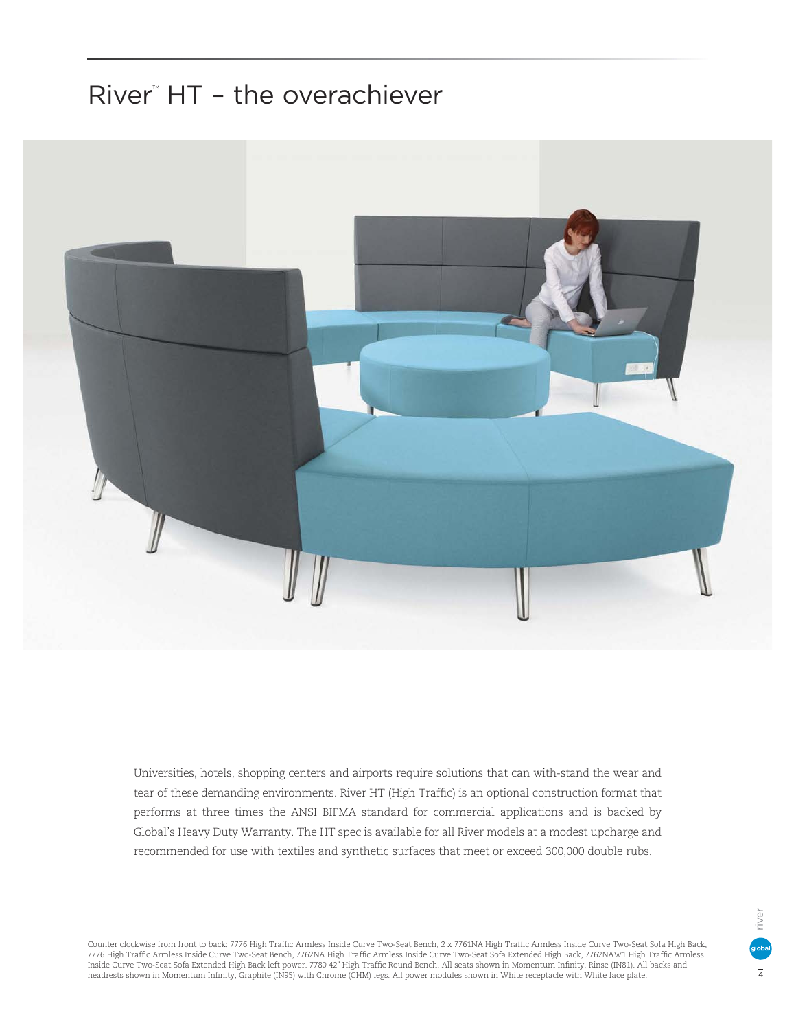# River™ HT – the overachiever

Universities, hotels, shopping centers and airports require solutions that can with-stand the wear and tear of these demanding environments. River HT (High Traffic) is an optional construction format that performs at three times the ANSI BIFMA standard for commercial applications and is backed by Global's Heavy Duty Warranty. The HT spec is available for all River models at a modest upcharge and recommended for use with textiles and synthetic surfaces that meet or exceed 300,000 double rubs.

Counter clockwise from front to back: 7776 High Traffic Armless Inside Curve Two-Seat Bench, 2 x 7761NA High Traffic Armless Inside Curve Two-Seat Sofa High Back, 7776 High Traffic Armless Inside Curve Two-Seat Bench, 7762NA High Traffic Armless Inside Curve Two-Seat Sofa Extended High Back, 7762NAW1 High Traffic Armless Inside Curve Two-Seat Sofa Extended High Back left power. 7780 42" High Traffic Round Bench. All seats shown in Momentum Infinity, Rinse (IN81). All backs and headrests shown in Momentum Infinity, Graphite (IN95) with Chrome (CHM) legs. All power modules shown in White receptacle with White face plate.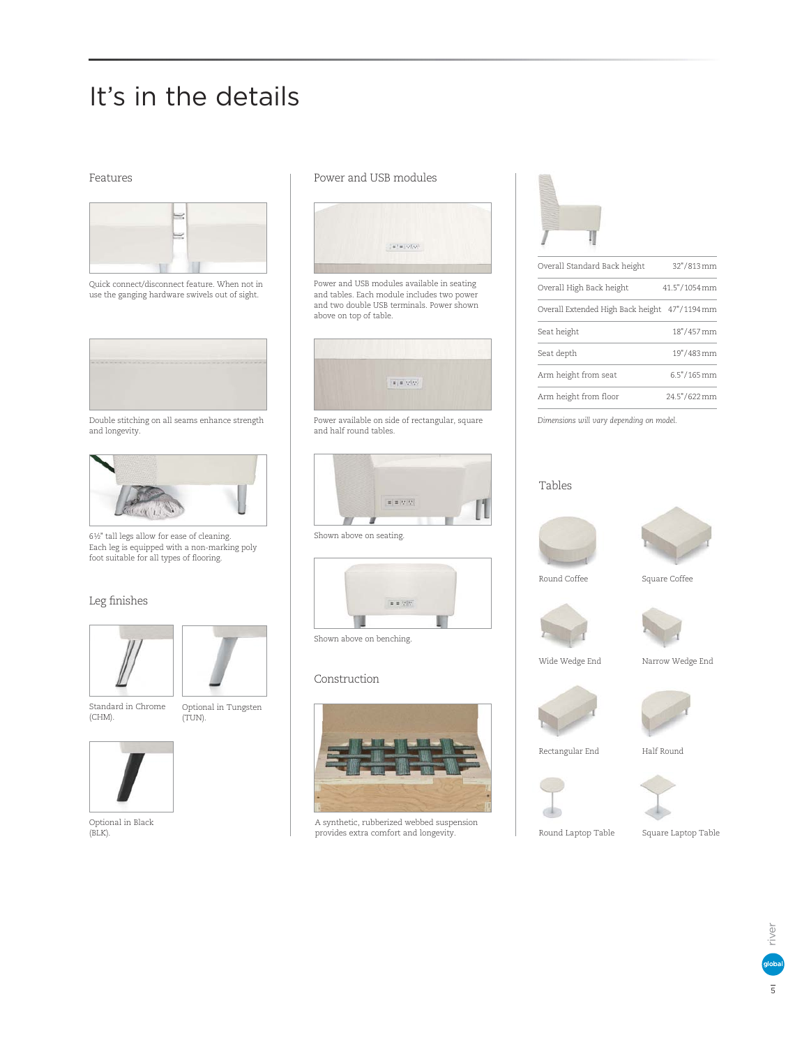# It's in the details

## Features

Quick connect/disconnect feature. When not in use the ganging hardware swivels out of sight.

Double stitching on all seams enhance strength and longevity.

6½" tall legs allow for ease of cleaning. Each leg is equipped with a non-marking poly foot suitable for all types of flooring.

## Leg finishes

Standard in Chrome (CHM).

Optional in Tungsten (TUN).

Optional in Black (BLK).

## Power and USB modules

Power and USB modules available in seating and tables. Each module includes two power and two double USB terminals. Power shown above on top of table.

Power available on side of rectangular, square and half round tables.

Shown above on seating.

Shown above on benching.

## Construction

A synthetic, rubberized webbed suspension provides extra comfort and longevity.

| | |
|---|---|
| Overall Standard Back height | 32"/813 mm |
| Overall High Back height | 41.5"/1054 mm |
| Overall Extended High Back height | 47"/1194 mm |
| Seat height | 18"/457 mm |
| Seat depth | 19"/483 mm |
| Arm height from seat | 6.5"/165 mm |
| Arm height from floor | 24.5"/622 mm |

*Dimensions will vary depending on model.*

## Tables

Round Coffee

Square Coffee

Wide Wedge End

Narrow Wedge End

Rectangular End

Half Round

Round Laptop Table

Square Laptop Table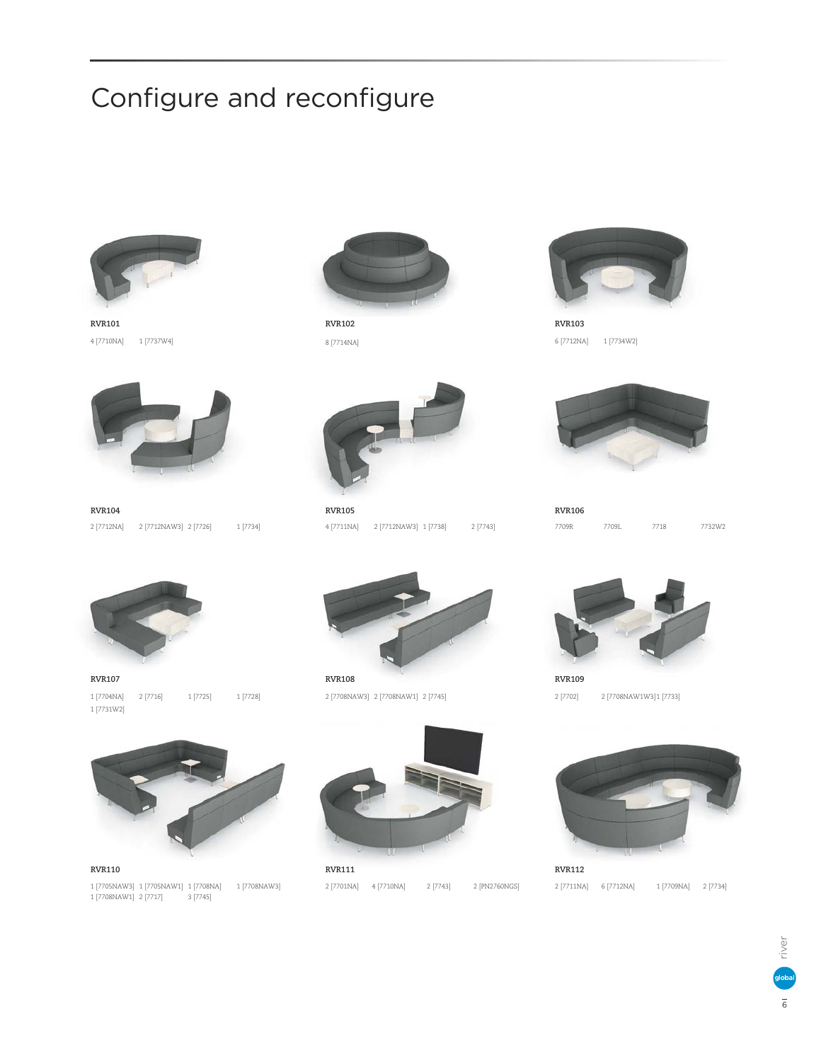# Configure and reconfigure

**RVR101**

4 [7710NA] 1 [7737W4]

**RVR102**

8 [7714NA]

**RVR103**

6 [7712NA] 1 [7734W2]

**RVR104**

2 [7712NA] 2 [7712NAW3] 2 [7726] 1 [7734]

**RVR105**

4 [7711NA] 2 [7712NAW3] 1 [7738] 2 [7743]

**RVR106**

7709R 7709L 7718 7732W2

**RVR107**

1 [7704NA] 2 [7716] 1 [7725] 1 [7728]
1 [7731W2]

**RVR108**

2 [7708NAW3] 2 [7708NAW1] 2 [7745]

**RVR109**

2 [7702] 2 [7708NAW1W3] 1 [7733]

**RVR110**

1 [7705NAW3] 1 [7705NAW1] 1 [7708NA] 1 [7708NAW3]
1 [7708NAW1] 2 [7717] 3 [7745]

**RVR111**

2 [7701NA] 4 [7710NA] 2 [7743] 2 [PN2760NGS]

**RVR112**

2 [7711NA] 6 [7712NA] 1 [7709NA] 2 [7734]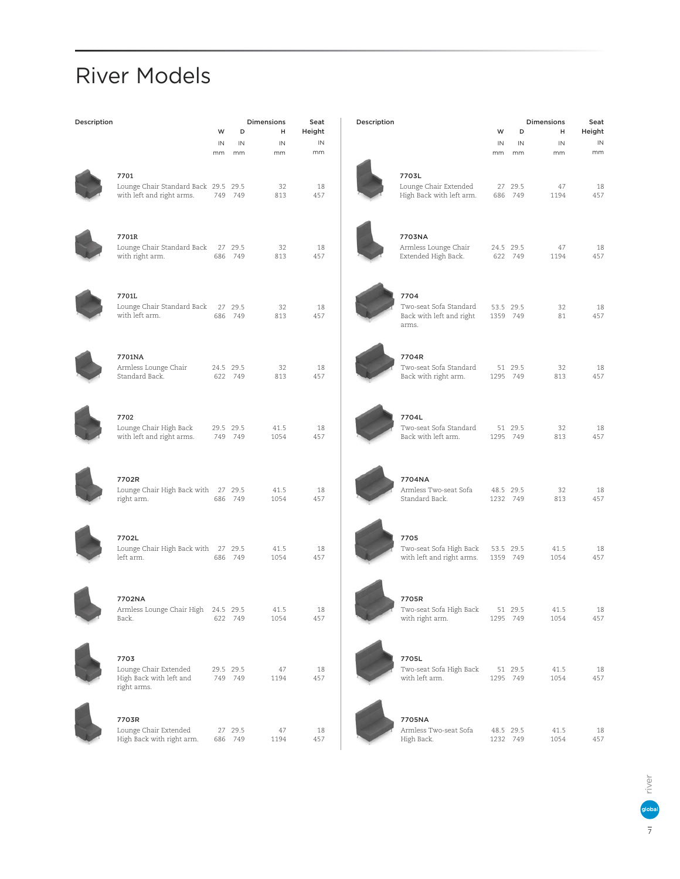# River Models

| Model | Description | W IN | W mm | D IN | D mm | H IN | H mm | Seat Height IN | Seat Height mm |
|---|---|---|---|---|---|---|---|---|---|
| 7701 | Lounge Chair Standard Back with left and right arms. | 29.5 | 749 | 29.5 | 749 | 32 | 813 | 18 | 457 |
| 7701R | Lounge Chair Standard Back with right arm. | 27 | 686 | 29.5 | 749 | 32 | 813 | 18 | 457 |
| 7701L | Lounge Chair Standard Back with left arm. | 27 | 686 | 29.5 | 749 | 32 | 813 | 18 | 457 |
| 7701NA | Armless Lounge Chair Standard Back. | 24.5 | 622 | 29.5 | 749 | 32 | 813 | 18 | 457 |
| 7702 | Lounge Chair High Back with left and right arms. | 29.5 | 749 | 29.5 | 749 | 41.5 | 1054 | 18 | 457 |
| 7702R | Lounge Chair High Back with right arm. | 27 | 686 | 29.5 | 749 | 41.5 | 1054 | 18 | 457 |
| 7702L | Lounge Chair High Back with left arm. | 27 | 686 | 29.5 | 749 | 41.5 | 1054 | 18 | 457 |
| 7702NA | Armless Lounge Chair High Back. | 24.5 | 622 | 29.5 | 749 | 41.5 | 1054 | 18 | 457 |
| 7703 | Lounge Chair Extended High Back with left and right arms. | 29.5 | 749 | 29.5 | 749 | 47 | 1194 | 18 | 457 |
| 7703R | Lounge Chair Extended High Back with right arm. | 27 | 686 | 29.5 | 749 | 47 | 1194 | 18 | 457 |
| 7703L | Lounge Chair Extended High Back with left arm. | 27 | 686 | 29.5 | 749 | 47 | 1194 | 18 | 457 |
| 7703NA | Armless Lounge Chair Extended High Back. | 24.5 | 622 | 29.5 | 749 | 47 | 1194 | 18 | 457 |
| 7704 | Two-seat Sofa Standard Back with left and right arms. | 53.5 | 1359 | 29.5 | 749 | 32 | 81 | 18 | 457 |
| 7704R | Two-seat Sofa Standard Back with right arm. | 51 | 1295 | 29.5 | 749 | 32 | 813 | 18 | 457 |
| 7704L | Two-seat Sofa Standard Back with left arm. | 51 | 1295 | 29.5 | 749 | 32 | 813 | 18 | 457 |
| 7704NA | Armless Two-seat Sofa Standard Back. | 48.5 | 1232 | 29.5 | 749 | 32 | 813 | 18 | 457 |
| 7705 | Two-seat Sofa High Back with left and right arms. | 53.5 | 1359 | 29.5 | 749 | 41.5 | 1054 | 18 | 457 |
| 7705R | Two-seat Sofa High Back with right arm. | 51 | 1295 | 29.5 | 749 | 41.5 | 1054 | 18 | 457 |
| 7705L | Two-seat Sofa High Back with left arm. | 51 | 1295 | 29.5 | 749 | 41.5 | 1054 | 18 | 457 |
| 7705NA | Armless Two-seat Sofa High Back. | 48.5 | 1232 | 29.5 | 749 | 41.5 | 1054 | 18 | 457 |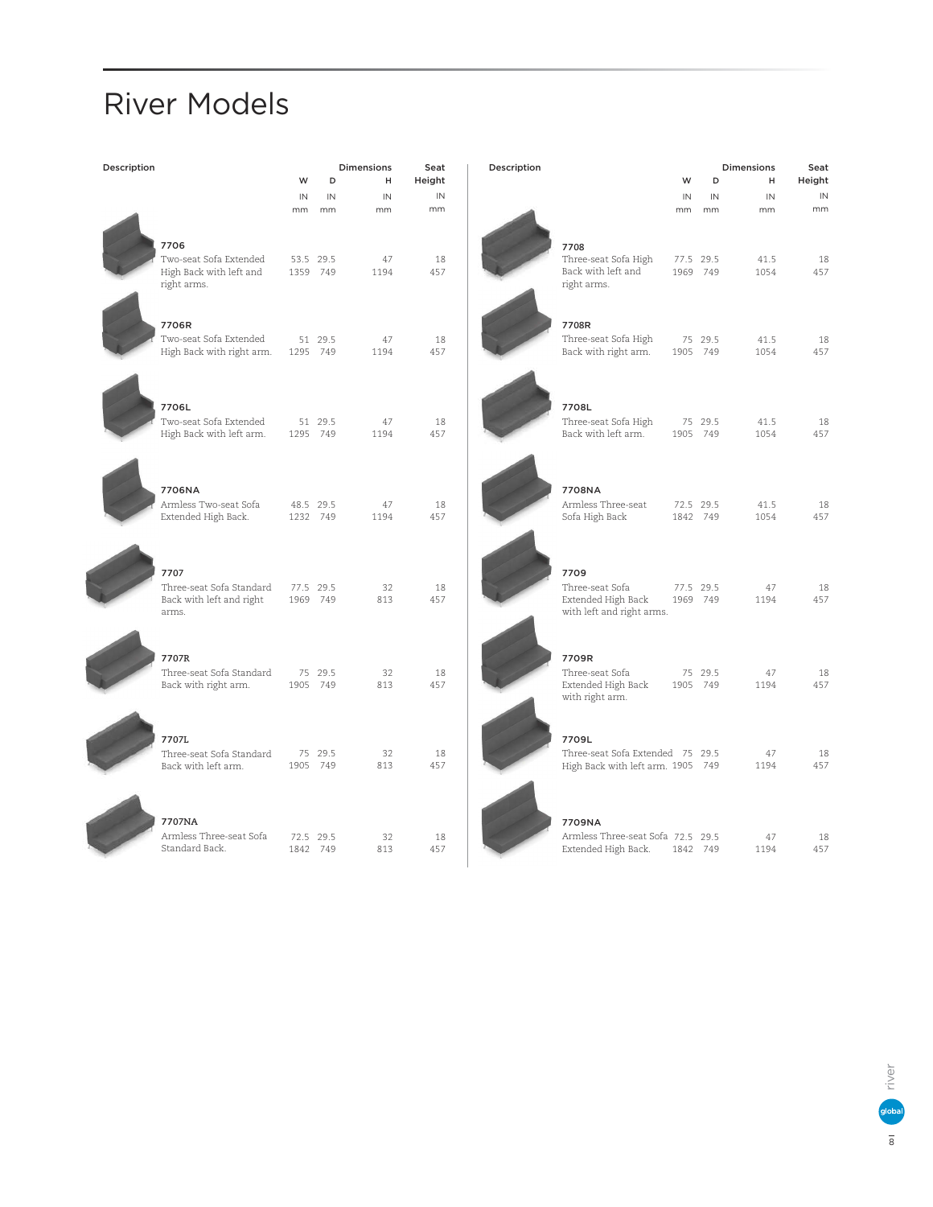# River Models

| Description | W IN / mm | D IN / mm | H IN / mm | Seat Height IN / mm |
|---|---|---|---|---|
| **7706** Two-seat Sofa Extended High Back with left and right arms. | 53.5 / 1359 | 29.5 / 749 | 47 / 1194 | 18 / 457 |
| **7706R** Two-seat Sofa Extended High Back with right arm. | 51 / 1295 | 29.5 / 749 | 47 / 1194 | 18 / 457 |
| **7706L** Two-seat Sofa Extended High Back with left arm. | 51 / 1295 | 29.5 / 749 | 47 / 1194 | 18 / 457 |
| **7706NA** Armless Two-seat Sofa Extended High Back. | 48.5 / 1232 | 29.5 / 749 | 47 / 1194 | 18 / 457 |
| **7707** Three-seat Sofa Standard Back with left and right arms. | 77.5 / 1969 | 29.5 / 749 | 32 / 813 | 18 / 457 |
| **7707R** Three-seat Sofa Standard Back with right arm. | 75 / 1905 | 29.5 / 749 | 32 / 813 | 18 / 457 |
| **7707L** Three-seat Sofa Standard Back with left arm. | 75 / 1905 | 29.5 / 749 | 32 / 813 | 18 / 457 |
| **7707NA** Armless Three-seat Sofa Standard Back. | 72.5 / 1842 | 29.5 / 749 | 32 / 813 | 18 / 457 |
| **7708** Three-seat Sofa High Back with left and right arms. | 77.5 / 1969 | 29.5 / 749 | 41.5 / 1054 | 18 / 457 |
| **7708R** Three-seat Sofa High Back with right arm. | 75 / 1905 | 29.5 / 749 | 41.5 / 1054 | 18 / 457 |
| **7708L** Three-seat Sofa High Back with left arm. | 75 / 1905 | 29.5 / 749 | 41.5 / 1054 | 18 / 457 |
| **7708NA** Armless Three-seat Sofa High Back | 72.5 / 1842 | 29.5 / 749 | 41.5 / 1054 | 18 / 457 |
| **7709** Three-seat Sofa Extended High Back with left and right arms. | 77.5 / 1969 | 29.5 / 749 | 47 / 1194 | 18 / 457 |
| **7709R** Three-seat Sofa Extended High Back with right arm. | 75 / 1905 | 29.5 / 749 | 47 / 1194 | 18 / 457 |
| **7709L** Three-seat Sofa Extended High Back with left arm. | 75 / 1905 | 29.5 / 749 | 47 / 1194 | 18 / 457 |
| **7709NA** Armless Three-seat Sofa Extended High Back. | 72.5 / 1842 | 29.5 / 749 | 47 / 1194 | 18 / 457 |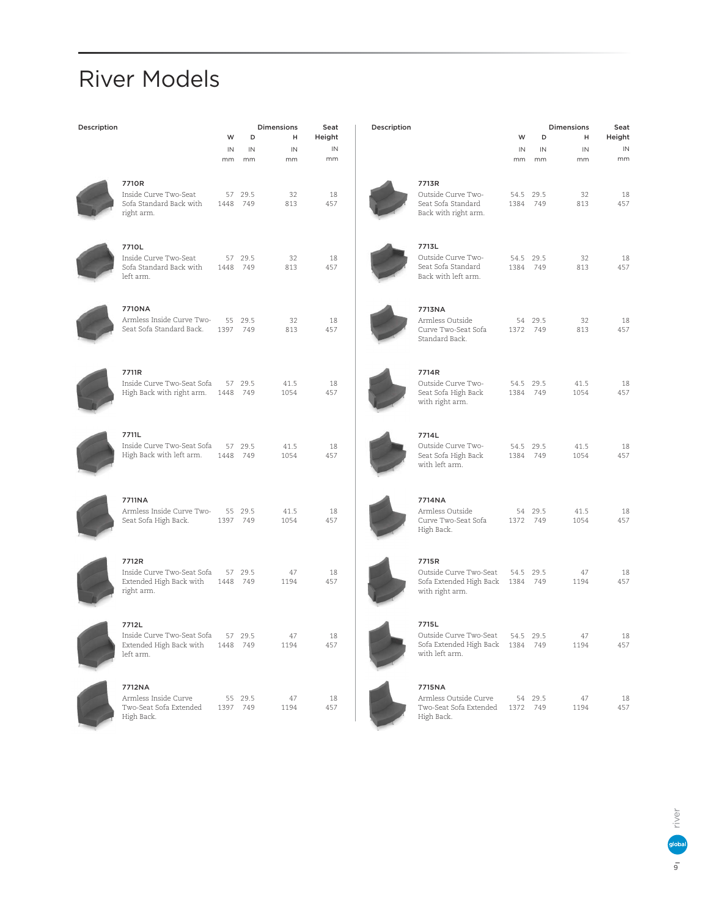# River Models

| Model | Description | W IN | W mm | D IN | D mm | H IN | H mm | Seat Height IN | Seat Height mm |
|---|---|---|---|---|---|---|---|---|---|
| 7710R | Inside Curve Two-Seat Sofa Standard Back with right arm. | 57 | 1448 | 29.5 | 749 | 32 | 813 | 18 | 457 |
| 7710L | Inside Curve Two-Seat Sofa Standard Back with left arm. | 57 | 1448 | 29.5 | 749 | 32 | 813 | 18 | 457 |
| 7710NA | Armless Inside Curve Two-Seat Sofa Standard Back. | 55 | 1397 | 29.5 | 749 | 32 | 813 | 18 | 457 |
| 7711R | Inside Curve Two-Seat Sofa High Back with right arm. | 57 | 1448 | 29.5 | 749 | 41.5 | 1054 | 18 | 457 |
| 7711L | Inside Curve Two-Seat Sofa High Back with left arm. | 57 | 1448 | 29.5 | 749 | 41.5 | 1054 | 18 | 457 |
| 7711NA | Armless Inside Curve Two-Seat Sofa High Back. | 55 | 1397 | 29.5 | 749 | 41.5 | 1054 | 18 | 457 |
| 7712R | Inside Curve Two-Seat Sofa Extended High Back with right arm. | 57 | 1448 | 29.5 | 749 | 47 | 1194 | 18 | 457 |
| 7712L | Inside Curve Two-Seat Sofa Extended High Back with left arm. | 57 | 1448 | 29.5 | 749 | 47 | 1194 | 18 | 457 |
| 7712NA | Armless Inside Curve Two-Seat Sofa Extended High Back. | 55 | 1397 | 29.5 | 749 | 47 | 1194 | 18 | 457 |
| 7713R | Outside Curve Two-Seat Sofa Standard Back with right arm. | 54.5 | 1384 | 29.5 | 749 | 32 | 813 | 18 | 457 |
| 7713L | Outside Curve Two-Seat Sofa Standard Back with left arm. | 54.5 | 1384 | 29.5 | 749 | 32 | 813 | 18 | 457 |
| 7713NA | Armless Outside Curve Two-Seat Sofa Standard Back. | 54 | 1372 | 29.5 | 749 | 32 | 813 | 18 | 457 |
| 7714R | Outside Curve Two-Seat Sofa High Back with right arm. | 54.5 | 1384 | 29.5 | 749 | 41.5 | 1054 | 18 | 457 |
| 7714L | Outside Curve Two-Seat Sofa High Back with left arm. | 54.5 | 1384 | 29.5 | 749 | 41.5 | 1054 | 18 | 457 |
| 7714NA | Armless Outside Curve Two-Seat Sofa High Back. | 54 | 1372 | 29.5 | 749 | 41.5 | 1054 | 18 | 457 |
| 7715R | Outside Curve Two-Seat Sofa Extended High Back with right arm. | 54.5 | 1384 | 29.5 | 749 | 47 | 1194 | 18 | 457 |
| 7715L | Outside Curve Two-Seat Sofa Extended High Back with left arm. | 54.5 | 1384 | 29.5 | 749 | 47 | 1194 | 18 | 457 |
| 7715NA | Armless Outside Curve Two-Seat Sofa Extended High Back. | 54 | 1372 | 29.5 | 749 | 47 | 1194 | 18 | 457 |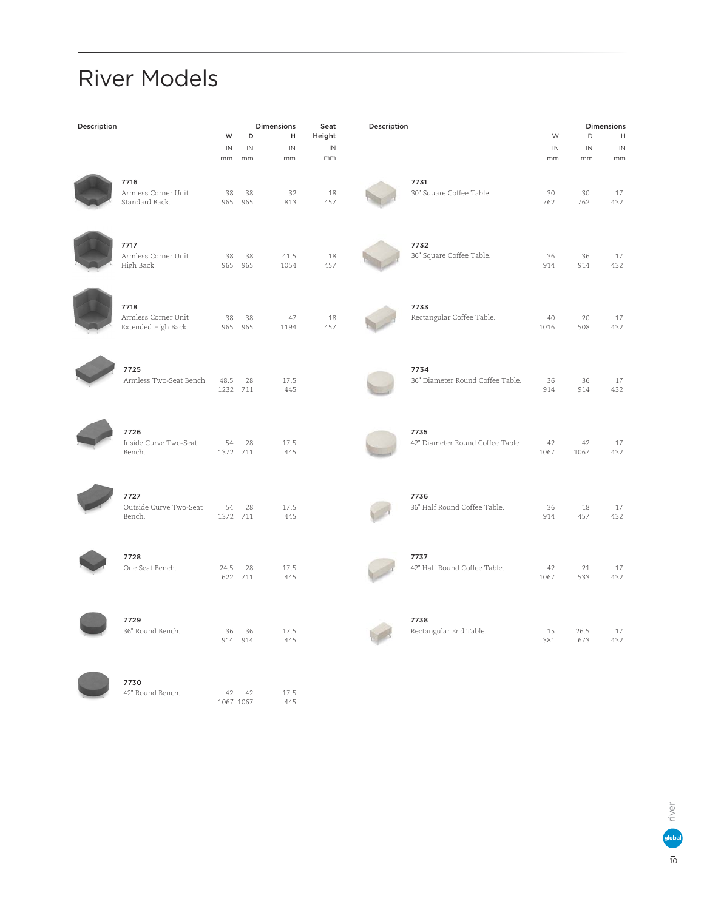# River Models

| Description | W IN / mm | D IN / mm | H IN / mm | Seat Height IN / mm |
|---|---|---|---|---|
| **7716** Armless Corner Unit Standard Back. | 38 / 965 | 38 / 965 | 32 / 813 | 18 / 457 |
| **7717** Armless Corner Unit High Back. | 38 / 965 | 38 / 965 | 41.5 / 1054 | 18 / 457 |
| **7718** Armless Corner Unit Extended High Back. | 38 / 965 | 38 / 965 | 47 / 1194 | 18 / 457 |
| **7725** Armless Two-Seat Bench. | 48.5 / 1232 | 28 / 711 | 17.5 / 445 | |
| **7726** Inside Curve Two-Seat Bench. | 54 / 1372 | 28 / 711 | 17.5 / 445 | |
| **7727** Outside Curve Two-Seat Bench. | 54 / 1372 | 28 / 711 | 17.5 / 445 | |
| **7728** One Seat Bench. | 24.5 / 622 | 28 / 711 | 17.5 / 445 | |
| **7729** 36" Round Bench. | 36 / 914 | 36 / 914 | 17.5 / 445 | |
| **7730** 42" Round Bench. | 42 / 1067 | 42 / 1067 | 17.5 / 445 | |

| Description | W IN / mm | D IN / mm | H IN / mm |
|---|---|---|---|
| **7731** 30" Square Coffee Table. | 30 / 762 | 30 / 762 | 17 / 432 |
| **7732** 36" Square Coffee Table. | 36 / 914 | 36 / 914 | 17 / 432 |
| **7733** Rectangular Coffee Table. | 40 / 1016 | 20 / 508 | 17 / 432 |
| **7734** 36" Diameter Round Coffee Table. | 36 / 914 | 36 / 914 | 17 / 432 |
| **7735** 42" Diameter Round Coffee Table. | 42 / 1067 | 42 / 1067 | 17 / 432 |
| **7736** 36" Half Round Coffee Table. | 36 / 914 | 18 / 457 | 17 / 432 |
| **7737** 42" Half Round Coffee Table. | 42 / 1067 | 21 / 533 | 17 / 432 |
| **7738** Rectangular End Table. | 15 / 381 | 26.5 / 673 | 17 / 432 |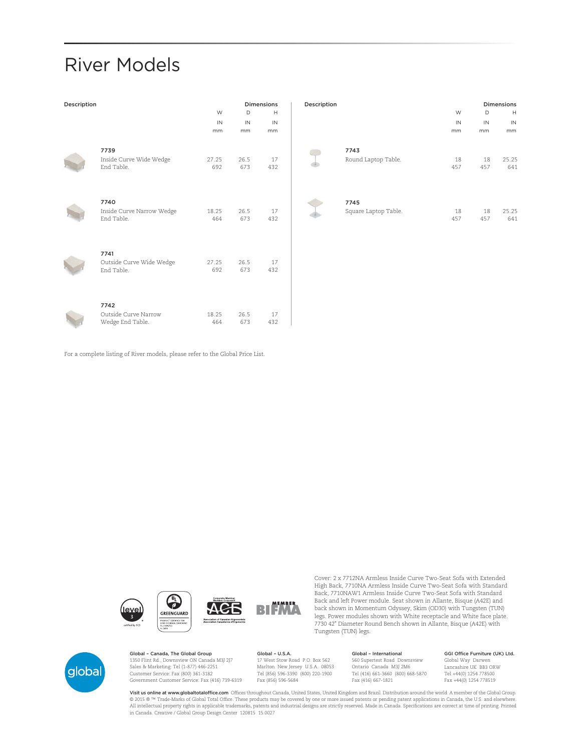# River Models

| Description | | W IN mm | D IN mm | H IN mm |
|---|---|---|---|---|
| 7739 | Inside Curve Wide Wedge End Table. | 27.25 692 | 26.5 673 | 17 432 |
| 7740 | Inside Curve Narrow Wedge End Table. | 18.25 464 | 26.5 673 | 17 432 |
| 7741 | Outside Curve Wide Wedge End Table. | 27.25 692 | 26.5 673 | 17 432 |
| 7742 | Outside Curve Narrow Wedge End Table. | 18.25 464 | 26.5 673 | 17 432 |
| 7743 | Round Laptop Table. | 18 457 | 18 457 | 25.25 641 |
| 7745 | Square Laptop Table. | 18 457 | 18 457 | 25.25 641 |

For a complete listing of River models, please refer to the Global Price List.

Cover: 2 x 7712NA Armless Inside Curve Two-Seat Sofa with Extended High Back, 7710NA Armless Inside Curve Two-Seat Sofa with Standard Back, 7710NAW1 Armless Inside Curve Two-Seat Sofa with Standard Back and left Power module. Seat shown in Allante, Bisque (A42E) and back shown in Momentum Odyssey, Skim (OD30) with Tungsten (TUN) legs. Power modules shown with White receptacle and White face plate. 7730 42" Diameter Round Bench shown in Allante, Bisque (A42E) with Tungsten (TUN) legs.

level 3 certified by SCS

UL GREENGUARD PRODUCT CERTIFIED FOR LOW CHEMICAL EMISSIONS UL.COM/GG UL 2818

Corporate Member Membre Corporatif ACE Association of Canadian Ergonomists Association Canadienne d'Ergonomie

MEMBER BIFMA

global

**Global – Canada, The Global Group**
1350 Flint Rd., Downsview ON Canada M3J 2J7
Sales & Marketing: Tel (1-877) 446-2251
Customer Service: Fax (800) 361-3182
Government Customer Service: Fax (416) 739-6319

**Global – U.S.A.**
17 West Stow Road P.O. Box 562
Marlton New Jersey U.S.A. 08053
Tel (856) 596-3390 (800) 220-1900
Fax (856) 596-5684

**Global – International**
560 Supertest Road Downsview
Ontario Canada M3J 2M6
Tel (416) 661-3660 (800) 668-5870
Fax (416) 667-1821

**GGI Office Furniture (UK) Ltd.**
Global Way Darwen
Lancashire UK BB3 0RW
Tel +44(0) 1254 778500
Fax +44(0) 1254 778519

**Visit us online at www.globaltotaloffice.com** Offices throughout Canada, United States, United Kingdom and Brazil. Distribution around the world. A member of the Global Group. © 2015 ® ™ Trade-Marks of Global Total Office. These products may be covered by one or more issued patents or pending patent applications in Canada, the U.S. and elsewhere. All intellectual property rights in applicable trademarks, patents and industrial designs are strictly reserved. Made in Canada. Specifications are correct at time of printing. Printed in Canada. Creative / Global Group Design Center 120815 15.0027